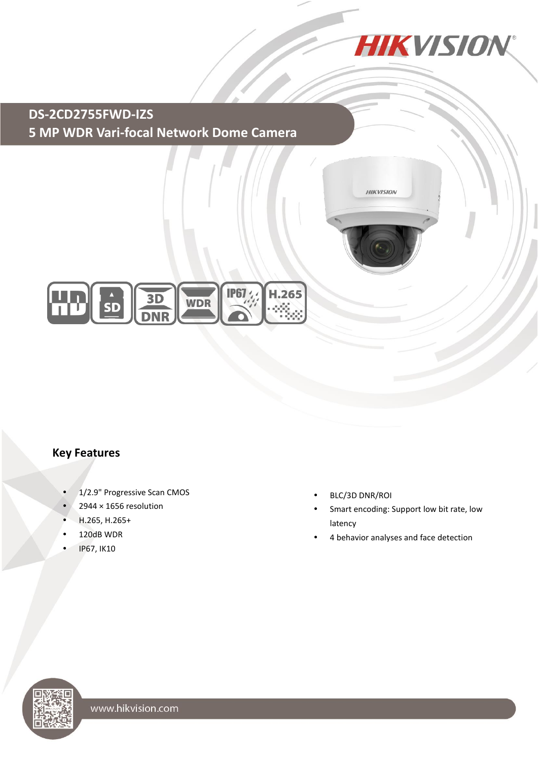# DS-2CD2755FWD-IZS

## 5 MP WDR Vari-focal Network Dome Camera

### Key Features

- 1/2.9" Progressive Scan CMOS
- 2944 × 1656 resolution
- H.265, H.265+
- 120dB WDR
- IP67, IK10
- BLC/3D DNR/ROI
- Smart encoding: Support low bit rate, low latency
- 4 behavior analyses and face detection

www.hikvision.com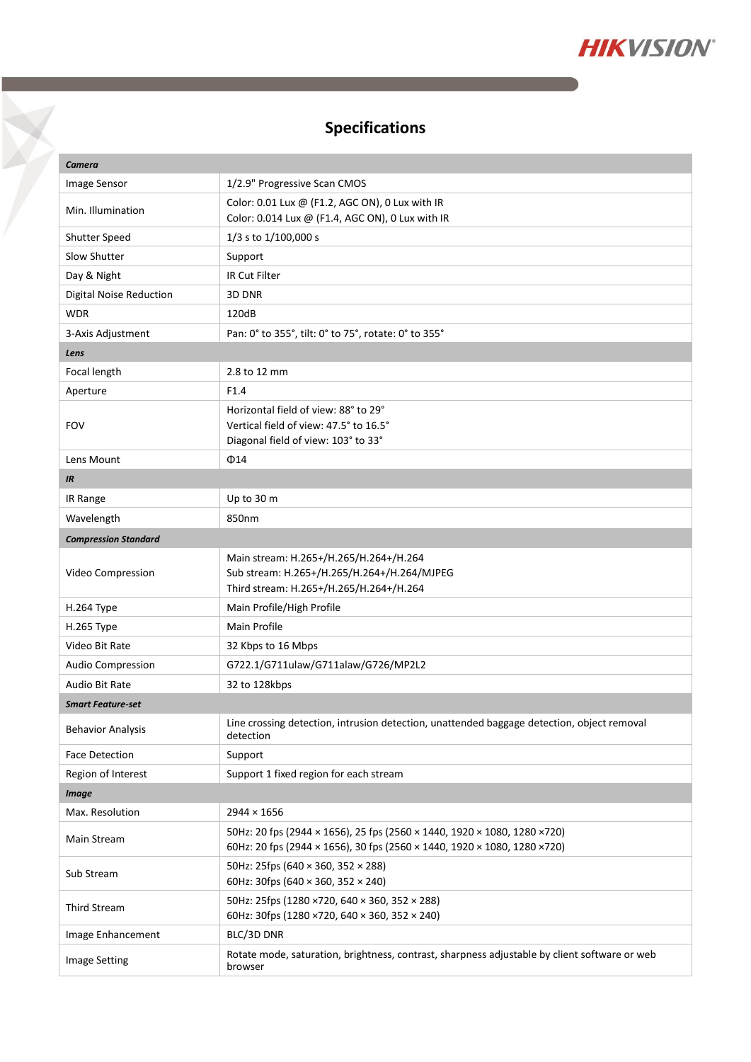# Specifications

| ***Camera*** | |
|---|---|
| Image Sensor | 1/2.9" Progressive Scan CMOS |
| Min. Illumination | Color: 0.01 Lux @ (F1.2, AGC ON), 0 Lux with IR<br>Color: 0.014 Lux @ (F1.4, AGC ON), 0 Lux with IR |
| Shutter Speed | 1/3 s to 1/100,000 s |
| Slow Shutter | Support |
| Day & Night | IR Cut Filter |
| Digital Noise Reduction | 3D DNR |
| WDR | 120dB |
| 3-Axis Adjustment | Pan: 0° to 355°, tilt: 0° to 75°, rotate: 0° to 355° |
| ***Lens*** | |
| Focal length | 2.8 to 12 mm |
| Aperture | F1.4 |
| FOV | Horizontal field of view: 88° to 29°<br>Vertical field of view: 47.5° to 16.5°<br>Diagonal field of view: 103° to 33° |
| Lens Mount | Φ14 |
| ***IR*** | |
| IR Range | Up to 30 m |
| Wavelength | 850nm |
| ***Compression Standard*** | |
| Video Compression | Main stream: H.265+/H.265/H.264+/H.264<br>Sub stream: H.265+/H.265/H.264+/H.264/MJPEG<br>Third stream: H.265+/H.265/H.264+/H.264 |
| H.264 Type | Main Profile/High Profile |
| H.265 Type | Main Profile |
| Video Bit Rate | 32 Kbps to 16 Mbps |
| Audio Compression | G722.1/G711ulaw/G711alaw/G726/MP2L2 |
| Audio Bit Rate | 32 to 128kbps |
| ***Smart Feature-set*** | |
| Behavior Analysis | Line crossing detection, intrusion detection, unattended baggage detection, object removal detection |
| Face Detection | Support |
| Region of Interest | Support 1 fixed region for each stream |
| ***Image*** | |
| Max. Resolution | 2944 × 1656 |
| Main Stream | 50Hz: 20 fps (2944 × 1656), 25 fps (2560 × 1440, 1920 × 1080, 1280 ×720)<br>60Hz: 20 fps (2944 × 1656), 30 fps (2560 × 1440, 1920 × 1080, 1280 ×720) |
| Sub Stream | 50Hz: 25fps (640 × 360, 352 × 288)<br>60Hz: 30fps (640 × 360, 352 × 240) |
| Third Stream | 50Hz: 25fps (1280 ×720, 640 × 360, 352 × 288)<br>60Hz: 30fps (1280 ×720, 640 × 360, 352 × 240) |
| Image Enhancement | BLC/3D DNR |
| Image Setting | Rotate mode, saturation, brightness, contrast, sharpness adjustable by client software or web browser |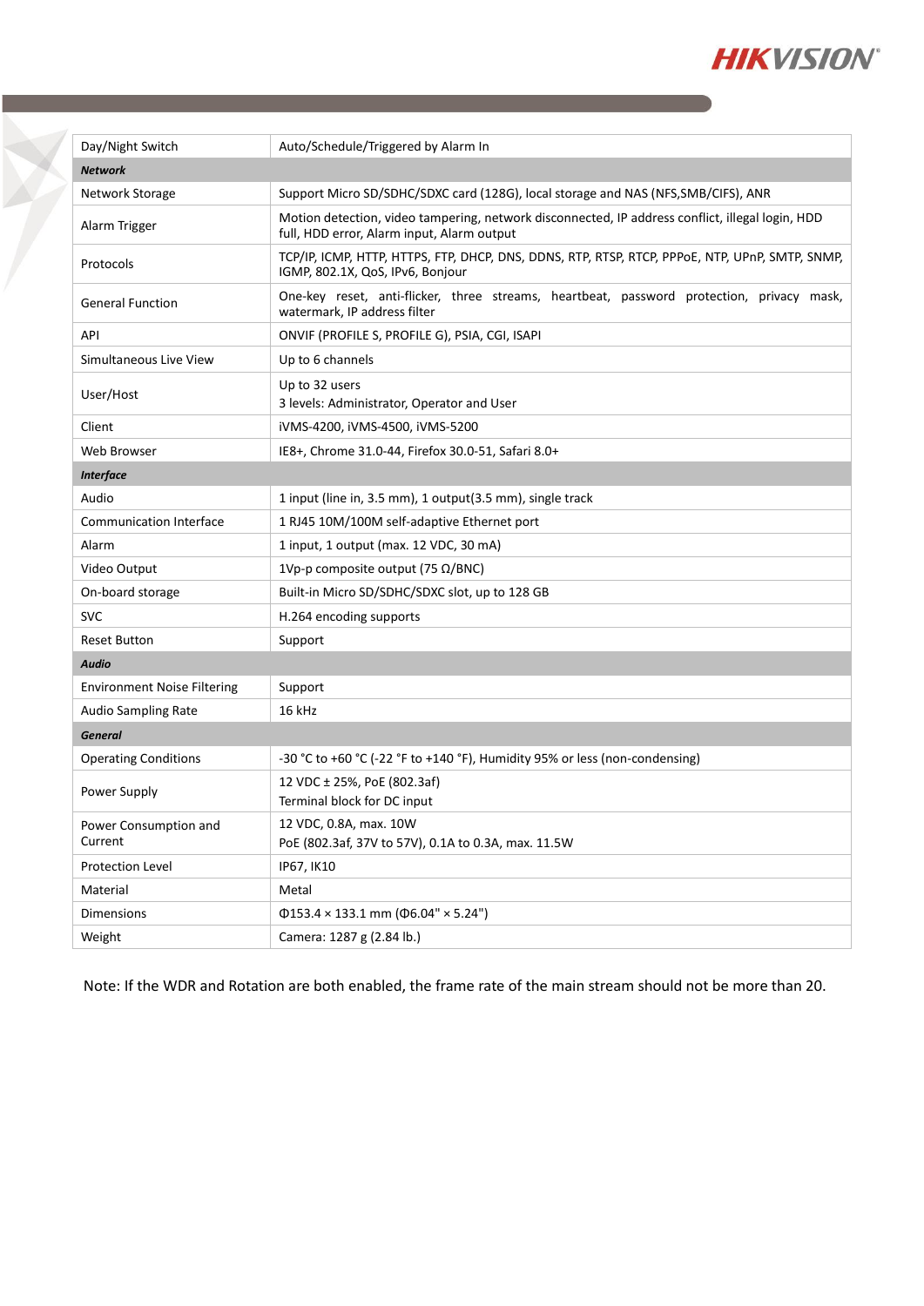| Day/Night Switch | Auto/Schedule/Triggered by Alarm In |
|---|---|
| ***Network*** | |
| Network Storage | Support Micro SD/SDHC/SDXC card (128G), local storage and NAS (NFS,SMB/CIFS), ANR |
| Alarm Trigger | Motion detection, video tampering, network disconnected, IP address conflict, illegal login, HDD full, HDD error, Alarm input, Alarm output |
| Protocols | TCP/IP, ICMP, HTTP, HTTPS, FTP, DHCP, DNS, DDNS, RTP, RTSP, RTCP, PPPoE, NTP, UPnP, SMTP, SNMP, IGMP, 802.1X, QoS, IPv6, Bonjour |
| General Function | One-key reset, anti-flicker, three streams, heartbeat, password protection, privacy mask, watermark, IP address filter |
| API | ONVIF (PROFILE S, PROFILE G), PSIA, CGI, ISAPI |
| Simultaneous Live View | Up to 6 channels |
| User/Host | Up to 32 users<br>3 levels: Administrator, Operator and User |
| Client | iVMS-4200, iVMS-4500, iVMS-5200 |
| Web Browser | IE8+, Chrome 31.0-44, Firefox 30.0-51, Safari 8.0+ |
| ***Interface*** | |
| Audio | 1 input (line in, 3.5 mm), 1 output(3.5 mm), single track |
| Communication Interface | 1 RJ45 10M/100M self-adaptive Ethernet port |
| Alarm | 1 input, 1 output (max. 12 VDC, 30 mA) |
| Video Output | 1Vp-p composite output (75 Ω/BNC) |
| On-board storage | Built-in Micro SD/SDHC/SDXC slot, up to 128 GB |
| SVC | H.264 encoding supports |
| Reset Button | Support |
| ***Audio*** | |
| Environment Noise Filtering | Support |
| Audio Sampling Rate | 16 kHz |
| ***General*** | |
| Operating Conditions | -30 °C to +60 °C (-22 °F to +140 °F), Humidity 95% or less (non-condensing) |
| Power Supply | 12 VDC ± 25%, PoE (802.3af)<br>Terminal block for DC input |
| Power Consumption and Current | 12 VDC, 0.8A, max. 10W<br>PoE (802.3af, 37V to 57V), 0.1A to 0.3A, max. 11.5W |
| Protection Level | IP67, IK10 |
| Material | Metal |
| Dimensions | Φ153.4 × 133.1 mm (Φ6.04" × 5.24") |
| Weight | Camera: 1287 g (2.84 lb.) |

Note: If the WDR and Rotation are both enabled, the frame rate of the main stream should not be more than 20.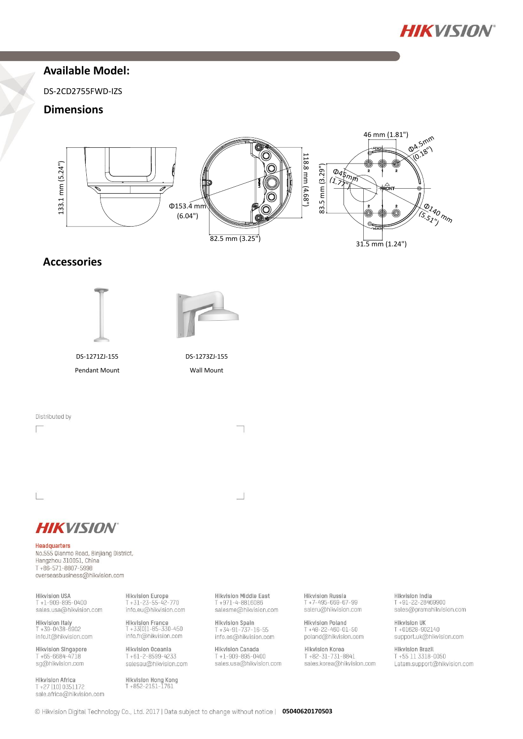## Available Model:

DS-2CD2755FWD-IZS

## Dimensions

133.1 mm (5.24")

Φ153.4 mm (6.04")

118.8 mm (4.68")

82.5 mm (3.25")

46 mm (1.81")

Φ4.5mm (0.18")

83.5 mm (3.29")

Φ45mm (1.77")

FRONT

Φ140 mm (5.51")

31.5 mm (1.24")

## Accessories

DS-1271ZJ-155

Pendant Mount

DS-1273ZJ-155

Wall Mount

Distributed by

**HIKVISION**

Headquarters
No.555 Qianmo Road, Binjiang District,
Hangzhou 310051, China
T +86-571-8807-5998
overseasbusiness@hikvision.com

Hikvision USA
T +1-909-895-0400
sales.usa@hikvision.com

Hikvision Europe
T +31-23-55-42-770
info.eu@hikvision.com

Hikvision Middle East
T +971-4-8816086
salesme@hikvision.com

Hikvision Russia
T +7-495-669-67-99
saleru@hikvision.com

Hikvision India
T +91-22-28469900
sales@pramahikvision.com

Hikvision Italy
T +39-0438-6902
info.it@hikvision.com

Hikvision France
T +33(0)1-85-330-450
info.fr@hikvision.com

Hikvision Spain
T +34-91-737-16-55
info.es@hikvision.com

Hikvision Poland
T +48-22-460-01-50
poland@hikvision.com

Hikvision UK
T +01628-902140
support.uk@hikvision.com

Hikvision Singapore
T +65-6684-4718
sg@hikvision.com

Hikvision Oceania
T +61-2-8599-4233
salesau@hikvision.com

Hikvision Canada
T +1-909-895-0400
sales.usa@hikvision.com

Hikvision Korea
T +82-31-731-8841
sales.korea@hikvision.com

Hikvision Brazil
T +55 11 3318-0050
Latam.support@hikvision.com

Hikvision Africa
T +27 (10) 0351172
sale.africa@hikvision.com

Hikvision Hong Kong
T +852-2151-1761

© Hikvision Digital Technology Co., Ltd. 2017 | Data subject to change without notice | **05040620170503**